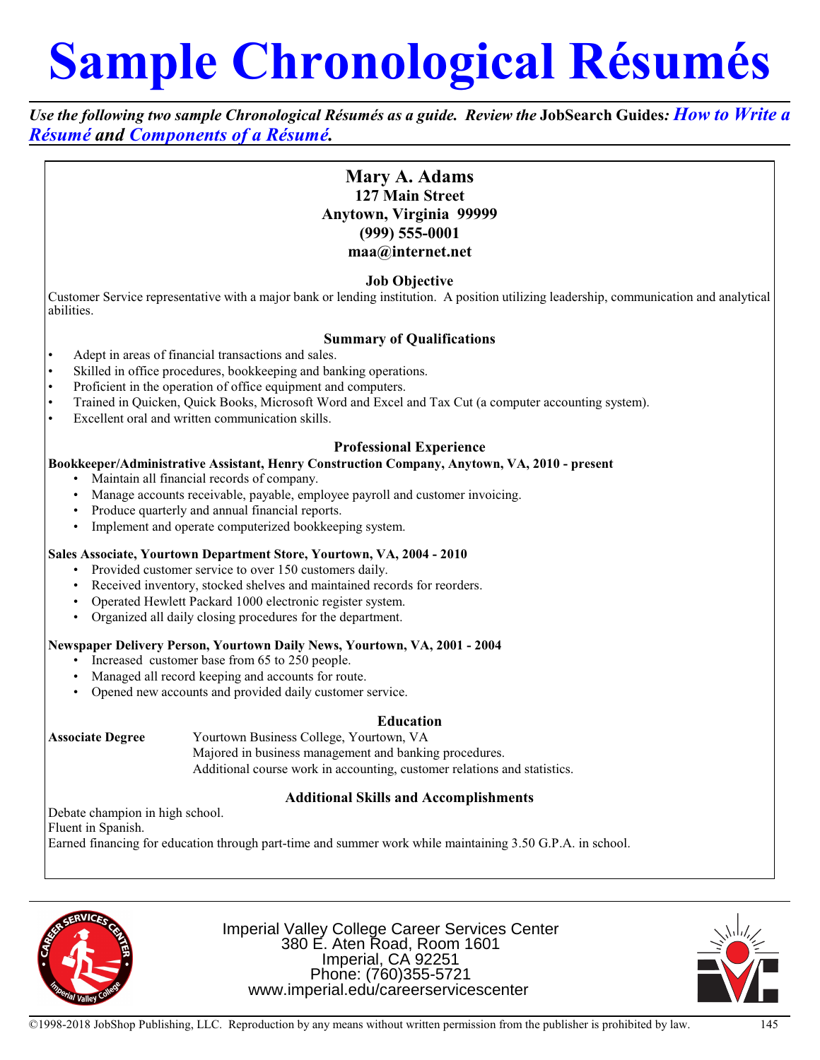# Sample Chronological Résumés

***Use the following two sample Chronological Résumés as a guide. Review the* JobSearch Guides*: How to Write a Résumé and Components of a Résumé.***

## Mary A. Adams

**127 Main Street**
**Anytown, Virginia 99999**
**(999) 555-0001**
**maa@internet.net**

### Job Objective

Customer Service representative with a major bank or lending institution. A position utilizing leadership, communication and analytical abilities.

### Summary of Qualifications

- Adept in areas of financial transactions and sales.
- Skilled in office procedures, bookkeeping and banking operations.
- Proficient in the operation of office equipment and computers.
- Trained in Quicken, Quick Books, Microsoft Word and Excel and Tax Cut (a computer accounting system).
- Excellent oral and written communication skills.

### Professional Experience

**Bookkeeper/Administrative Assistant, Henry Construction Company, Anytown, VA, 2010 - present**

- Maintain all financial records of company.
- Manage accounts receivable, payable, employee payroll and customer invoicing.
- Produce quarterly and annual financial reports.
- Implement and operate computerized bookkeeping system.

**Sales Associate, Yourtown Department Store, Yourtown, VA, 2004 - 2010**

- Provided customer service to over 150 customers daily.
- Received inventory, stocked shelves and maintained records for reorders.
- Operated Hewlett Packard 1000 electronic register system.
- Organized all daily closing procedures for the department.

**Newspaper Delivery Person, Yourtown Daily News, Yourtown, VA, 2001 - 2004**

- Increased customer base from 65 to 250 people.
- Managed all record keeping and accounts for route.
- Opened new accounts and provided daily customer service.

### Education

**Associate Degree**
Yourtown Business College, Yourtown, VA
Majored in business management and banking procedures.
Additional course work in accounting, customer relations and statistics.

### Additional Skills and Accomplishments

Debate champion in high school.
Fluent in Spanish.
Earned financing for education through part-time and summer work while maintaining 3.50 G.P.A. in school.

Imperial Valley College Career Services Center
380 E. Aten Road, Room 1601
Imperial, CA 92251
Phone: (760)355-5721
www.imperial.edu/careerservicescenter

©1998-2018 JobShop Publishing, LLC. Reproduction by any means without written permission from the publisher is prohibited by law.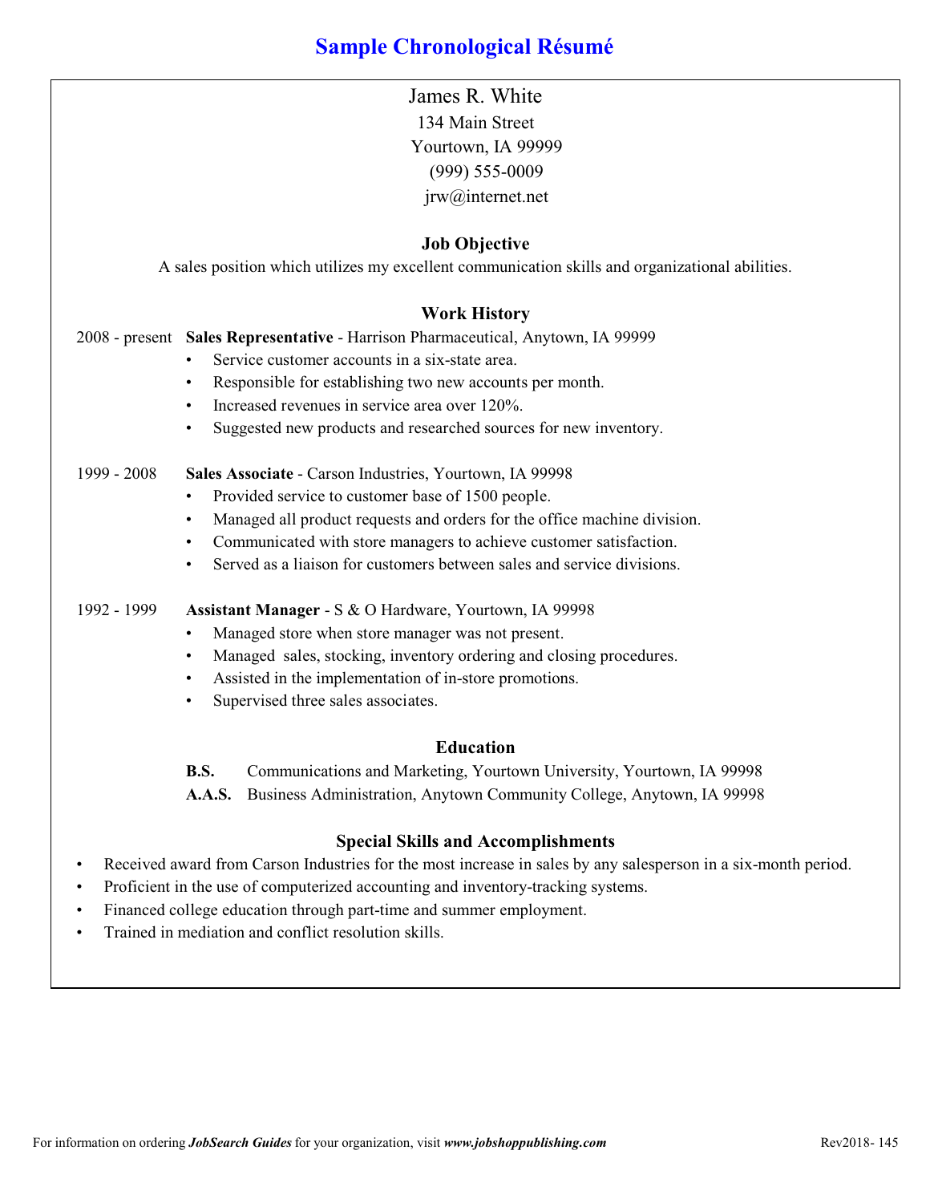# Sample Chronological Résumé

James R. White
134 Main Street
Yourtown, IA 99999
(999) 555-0009
jrw@internet.net

## Job Objective

A sales position which utilizes my excellent communication skills and organizational abilities.

## Work History

2008 - present **Sales Representative** - Harrison Pharmaceutical, Anytown, IA 99999

- Service customer accounts in a six-state area.
- Responsible for establishing two new accounts per month.
- Increased revenues in service area over 120%.
- Suggested new products and researched sources for new inventory.

1999 - 2008 **Sales Associate** - Carson Industries, Yourtown, IA 99998

- Provided service to customer base of 1500 people.
- Managed all product requests and orders for the office machine division.
- Communicated with store managers to achieve customer satisfaction.
- Served as a liaison for customers between sales and service divisions.

1992 - 1999 **Assistant Manager** - S & O Hardware, Yourtown, IA 99998

- Managed store when store manager was not present.
- Managed sales, stocking, inventory ordering and closing procedures.
- Assisted in the implementation of in-store promotions.
- Supervised three sales associates.

## Education

**B.S.** Communications and Marketing, Yourtown University, Yourtown, IA 99998

**A.A.S.** Business Administration, Anytown Community College, Anytown, IA 99998

## Special Skills and Accomplishments

- Received award from Carson Industries for the most increase in sales by any salesperson in a six-month period.
- Proficient in the use of computerized accounting and inventory-tracking systems.
- Financed college education through part-time and summer employment.
- Trained in mediation and conflict resolution skills.

For information on ordering ***JobSearch Guides*** for your organization, visit ***www.jobshoppublishing.com***